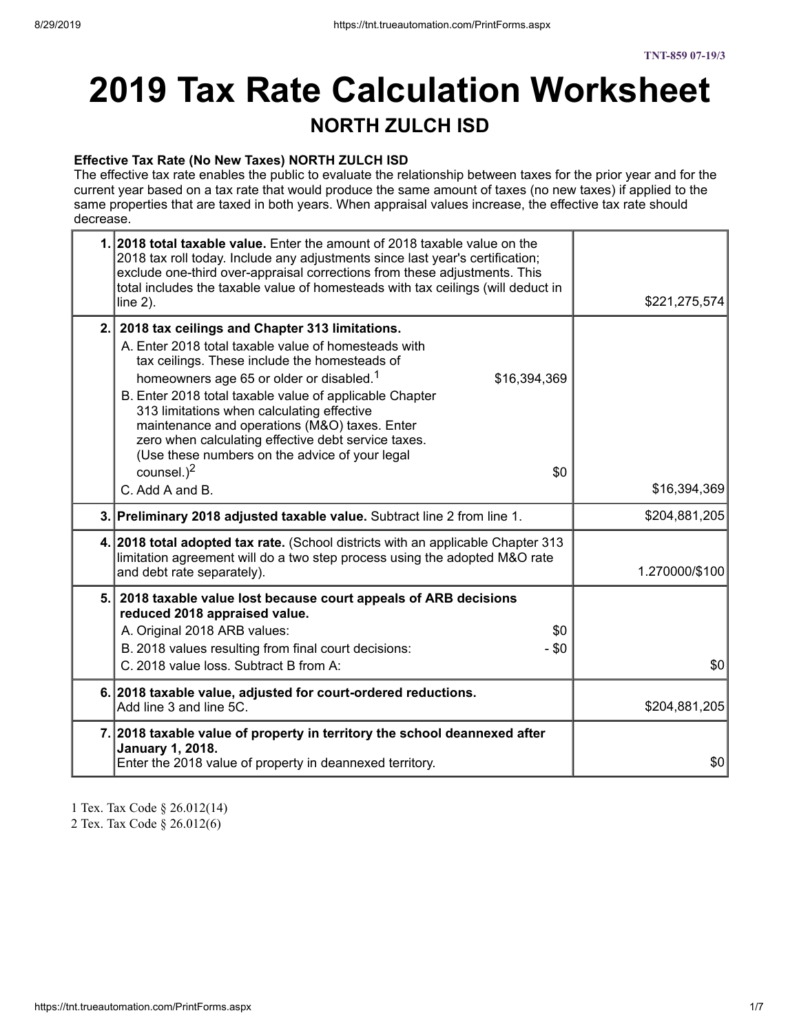TNT-859 07-19/3

# 2019 Tax Rate Calculation Worksheet

## NORTH ZULCH ISD

**Effective Tax Rate (No New Taxes) NORTH ZULCH ISD**

The effective tax rate enables the public to evaluate the relationship between taxes for the prior year and for the current year based on a tax rate that would produce the same amount of taxes (no new taxes) if applied to the same properties that are taxed in both years. When appraisal values increase, the effective tax rate should decrease.

| Line | Description | | Amount |
|---|---|---|---|
| 1. | **2018 total taxable value.** Enter the amount of 2018 taxable value on the 2018 tax roll today. Include any adjustments since last year's certification; exclude one-third over-appraisal corrections from these adjustments. This total includes the taxable value of homesteads with tax ceilings (will deduct in line 2). | | $221,275,574 |
| 2. | **2018 tax ceilings and Chapter 313 limitations.** | | |
| | A. Enter 2018 total taxable value of homesteads with tax ceilings. These include the homesteads of homeowners age 65 or older or disabled.[1] | $16,394,369 | |
| | B. Enter 2018 total taxable value of applicable Chapter 313 limitations when calculating effective maintenance and operations (M&O) taxes. Enter zero when calculating effective debt service taxes. (Use these numbers on the advice of your legal counsel.)[2] | $0 | |
| | C. Add A and B. | | $16,394,369 |
| 3. | **Preliminary 2018 adjusted taxable value.** Subtract line 2 from line 1. | | $204,881,205 |
| 4. | **2018 total adopted tax rate.** (School districts with an applicable Chapter 313 limitation agreement will do a two step process using the adopted M&O rate and debt rate separately). | | 1.270000/$100 |
| 5. | **2018 taxable value lost because court appeals of ARB decisions reduced 2018 appraised value.** | | |
| | A. Original 2018 ARB values: | $0 | |
| | B. 2018 values resulting from final court decisions: | - $0 | |
| | C. 2018 value loss. Subtract B from A: | | $0 |
| 6. | **2018 taxable value, adjusted for court-ordered reductions.** Add line 3 and line 5C. | | $204,881,205 |
| 7. | **2018 taxable value of property in territory the school deannexed after January 1, 2018.** Enter the 2018 value of property in deannexed territory. | | $0 |

1 Tex. Tax Code § 26.012(14)
2 Tex. Tax Code § 26.012(6)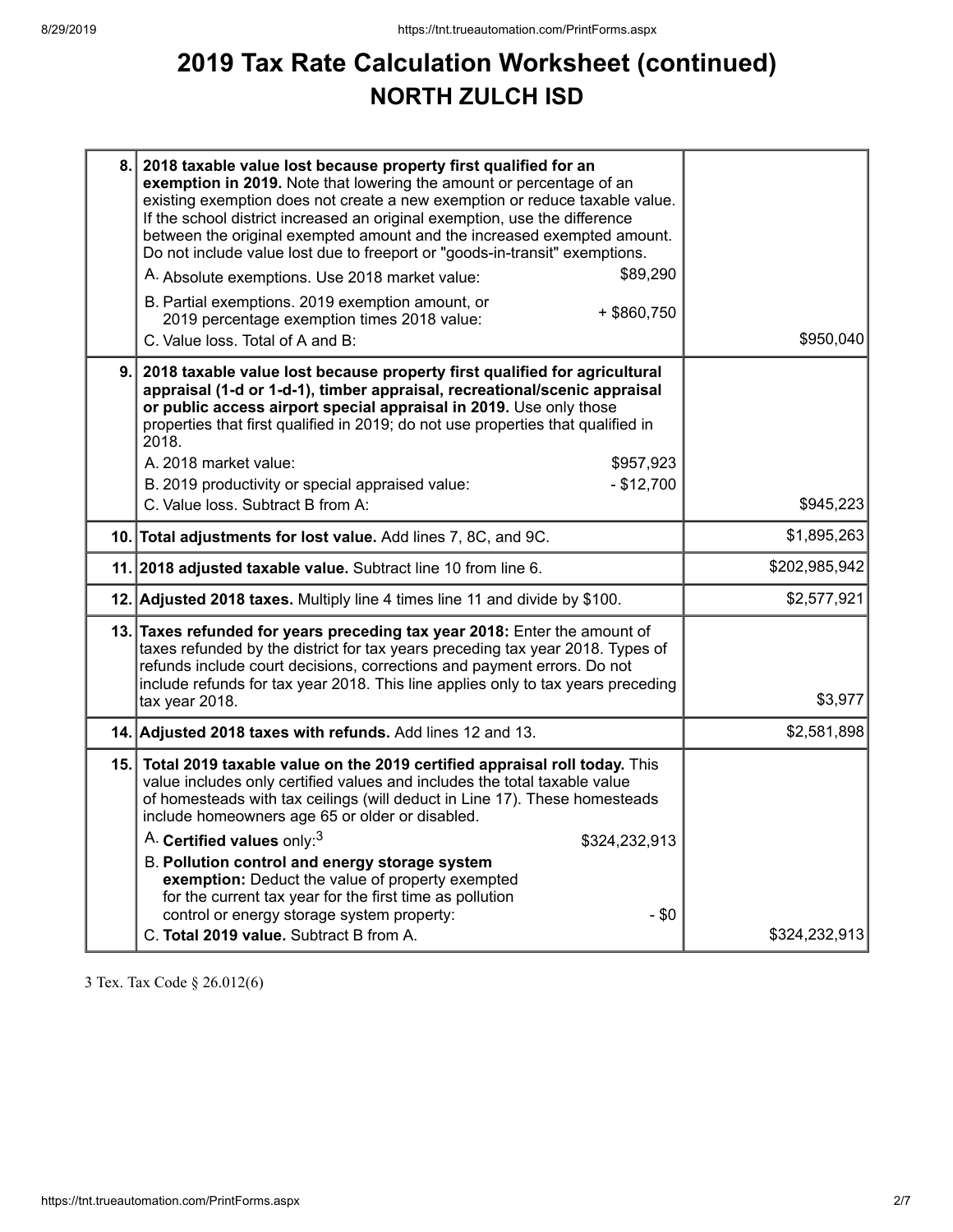# 2019 Tax Rate Calculation Worksheet (continued)

## NORTH ZULCH ISD

| | | |
|---|---|---|
| 8. | **2018 taxable value lost because property first qualified for an exemption in 2019.** Note that lowering the amount or percentage of an existing exemption does not create a new exemption or reduce taxable value. If the school district increased an original exemption, use the difference between the original exempted amount and the increased exempted amount. Do not include value lost due to freeport or "goods-in-transit" exemptions.<br>A. Absolute exemptions. Use 2018 market value: $89,290<br>B. Partial exemptions. 2019 exemption amount, or 2019 percentage exemption times 2018 value: + $860,750<br>C. Value loss. Total of A and B: | $950,040 |
| 9. | **2018 taxable value lost because property first qualified for agricultural appraisal (1-d or 1-d-1), timber appraisal, recreational/scenic appraisal or public access airport special appraisal in 2019.** Use only those properties that first qualified in 2019; do not use properties that qualified in 2018.<br>A. 2018 market value: $957,923<br>B. 2019 productivity or special appraised value: - $12,700<br>C. Value loss. Subtract B from A: | $945,223 |
| 10. | **Total adjustments for lost value.** Add lines 7, 8C, and 9C. | $1,895,263 |
| 11. | **2018 adjusted taxable value.** Subtract line 10 from line 6. | $202,985,942 |
| 12. | **Adjusted 2018 taxes.** Multiply line 4 times line 11 and divide by $100. | $2,577,921 |
| 13. | **Taxes refunded for years preceding tax year 2018:** Enter the amount of taxes refunded by the district for tax years preceding tax year 2018. Types of refunds include court decisions, corrections and payment errors. Do not include refunds for tax year 2018. This line applies only to tax years preceding tax year 2018. | $3,977 |
| 14. | **Adjusted 2018 taxes with refunds.** Add lines 12 and 13. | $2,581,898 |
| 15. | **Total 2019 taxable value on the 2019 certified appraisal roll today.** This value includes only certified values and includes the total taxable value of homesteads with tax ceilings (will deduct in Line 17). These homesteads include homeowners age 65 or older or disabled.<br>A. **Certified values** only:[3] $324,232,913<br>B. **Pollution control and energy storage system exemption:** Deduct the value of property exempted for the current tax year for the first time as pollution control or energy storage system property: - $0<br>C. **Total 2019 value.** Subtract B from A. | $324,232,913 |

3 Tex. Tax Code § 26.012(6)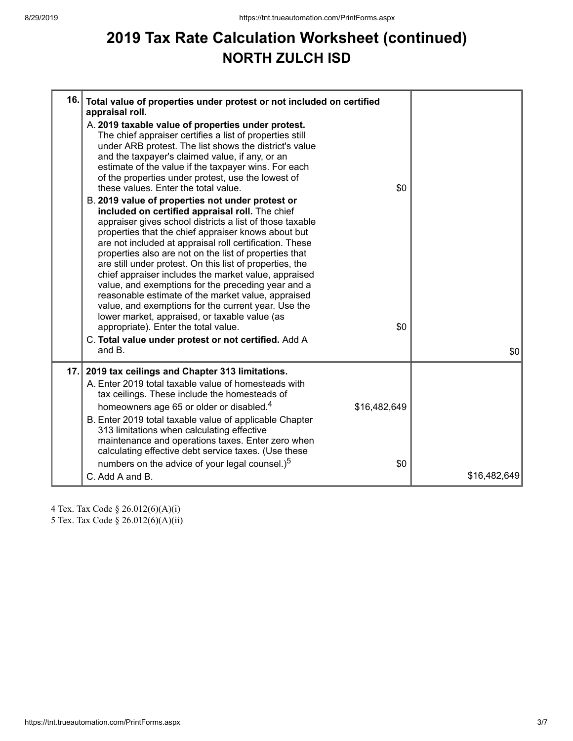# 2019 Tax Rate Calculation Worksheet (continued)

## NORTH ZULCH ISD

| | | | |
|---|---|---|---|
| 16. | **Total value of properties under protest or not included on certified appraisal roll.** | | |
| | A. **2019 taxable value of properties under protest.** The chief appraiser certifies a list of properties still under ARB protest. The list shows the district's value and the taxpayer's claimed value, if any, or an estimate of the value if the taxpayer wins. For each of the properties under protest, use the lowest of these values. Enter the total value. | $0 | |
| | B. **2019 value of properties not under protest or included on certified appraisal roll.** The chief appraiser gives school districts a list of those taxable properties that the chief appraiser knows about but are not included at appraisal roll certification. These properties also are not on the list of properties that are still under protest. On this list of properties, the chief appraiser includes the market value, appraised value, and exemptions for the preceding year and a reasonable estimate of the market value, appraised value, and exemptions for the current year. Use the lower market, appraised, or taxable value (as appropriate). Enter the total value. | $0 | |
| | C. **Total value under protest or not certified.** Add A and B. | | $0 |
| 17. | **2019 tax ceilings and Chapter 313 limitations.** | | |
| | A. Enter 2019 total taxable value of homesteads with tax ceilings. These include the homesteads of homeowners age 65 or older or disabled.[4] | $16,482,649 | |
| | B. Enter 2019 total taxable value of applicable Chapter 313 limitations when calculating effective maintenance and operations taxes. Enter zero when calculating effective debt service taxes. (Use these numbers on the advice of your legal counsel.)[5] | $0 | |
| | C. Add A and B. | | $16,482,649 |

4 Tex. Tax Code § 26.012(6)(A)(i)

5 Tex. Tax Code § 26.012(6)(A)(ii)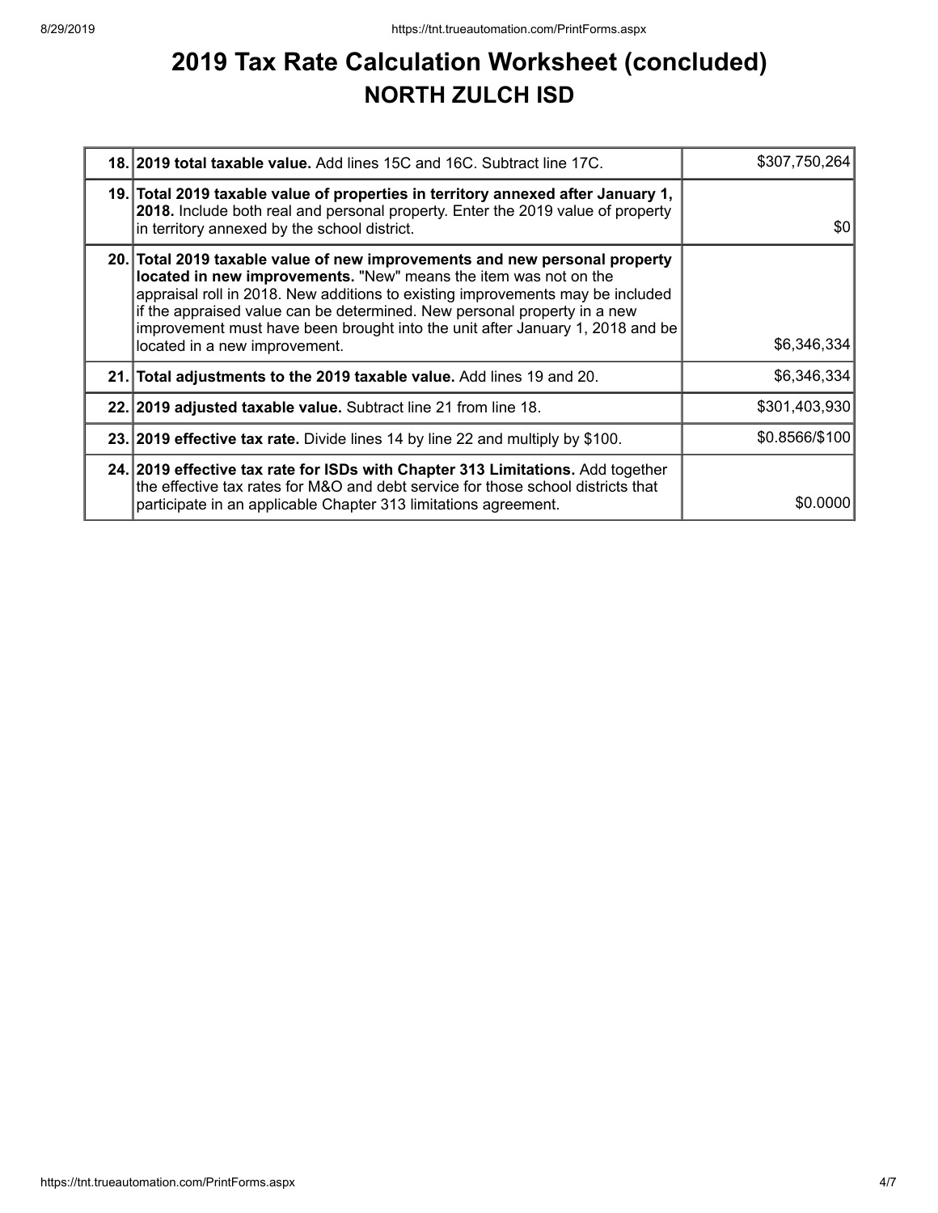# 2019 Tax Rate Calculation Worksheet (concluded)
## NORTH ZULCH ISD

| | | |
|---|---|---|
| 18. | **2019 total taxable value.** Add lines 15C and 16C. Subtract line 17C. | $307,750,264 |
| 19. | **Total 2019 taxable value of properties in territory annexed after January 1, 2018.** Include both real and personal property. Enter the 2019 value of property in territory annexed by the school district. | $0 |
| 20. | **Total 2019 taxable value of new improvements and new personal property located in new improvements.** "New" means the item was not on the appraisal roll in 2018. New additions to existing improvements may be included if the appraised value can be determined. New personal property in a new improvement must have been brought into the unit after January 1, 2018 and be located in a new improvement. | $6,346,334 |
| 21. | **Total adjustments to the 2019 taxable value.** Add lines 19 and 20. | $6,346,334 |
| 22. | **2019 adjusted taxable value.** Subtract line 21 from line 18. | $301,403,930 |
| 23. | **2019 effective tax rate.** Divide lines 14 by line 22 and multiply by $100. | $0.8566/$100 |
| 24. | **2019 effective tax rate for ISDs with Chapter 313 Limitations.** Add together the effective tax rates for M&O and debt service for those school districts that participate in an applicable Chapter 313 limitations agreement. | $0.0000 |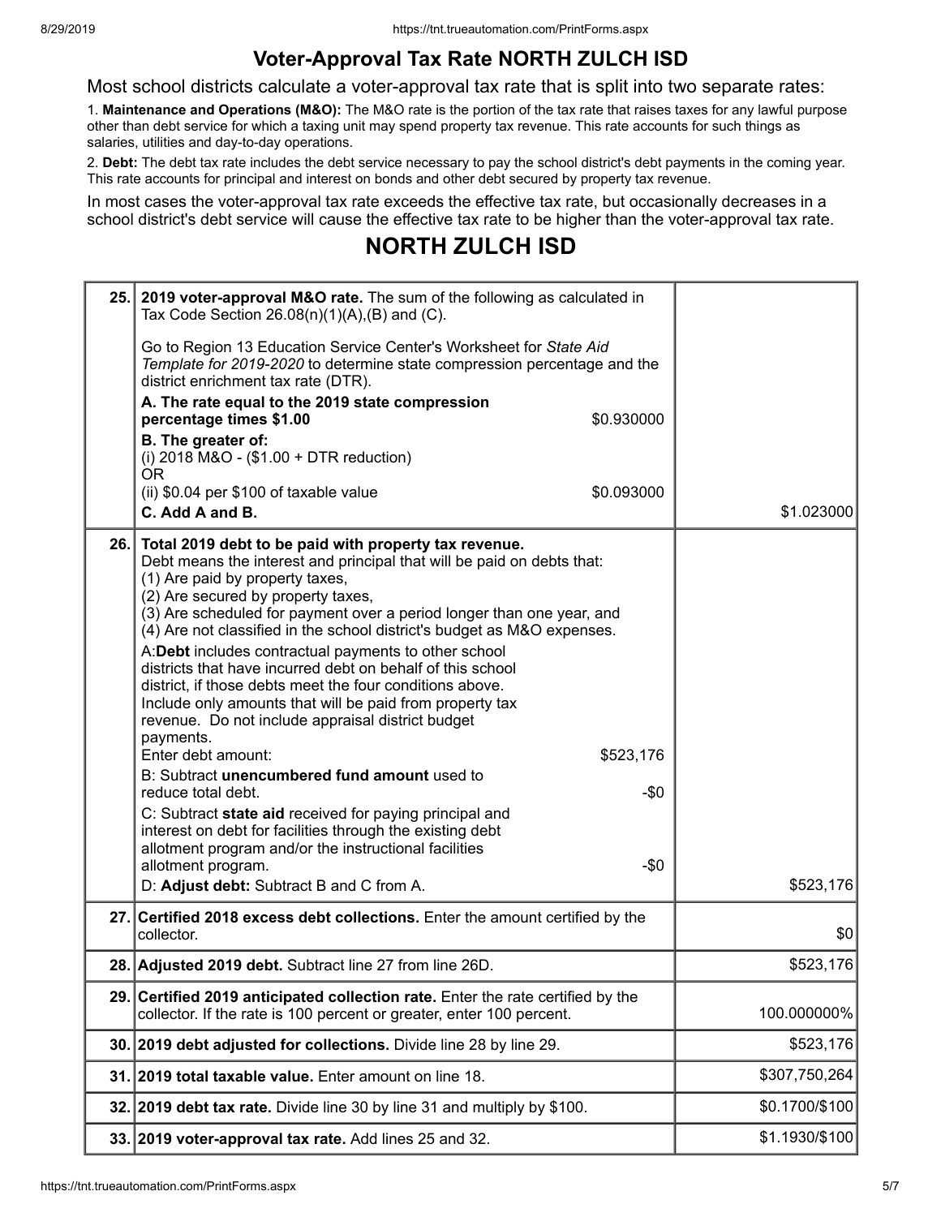# Voter-Approval Tax Rate NORTH ZULCH ISD

Most school districts calculate a voter-approval tax rate that is split into two separate rates:

1. **Maintenance and Operations (M&O):** The M&O rate is the portion of the tax rate that raises taxes for any lawful purpose other than debt service for which a taxing unit may spend property tax revenue. This rate accounts for such things as salaries, utilities and day-to-day operations.

2. **Debt:** The debt tax rate includes the debt service necessary to pay the school district's debt payments in the coming year. This rate accounts for principal and interest on bonds and other debt secured by property tax revenue.

In most cases the voter-approval tax rate exceeds the effective tax rate, but occasionally decreases in a school district's debt service will cause the effective tax rate to be higher than the voter-approval tax rate.

## NORTH ZULCH ISD

| Line | Description | Amount |
| --- | --- | --- |
| 25. | **2019 voter-approval M&O rate.** The sum of the following as calculated in Tax Code Section 26.08(n)(1)(A),(B) and (C).<br><br>Go to Region 13 Education Service Center's Worksheet for *State Aid Template for 2019-2020* to determine state compression percentage and the district enrichment tax rate (DTR).<br>**A. The rate equal to the 2019 state compression percentage times $1.00** — $0.930000<br>**B. The greater of:**<br>(i) 2018 M&O - ($1.00 + DTR reduction)<br>OR<br>(ii) $0.04 per $100 of taxable value — $0.093000<br>**C. Add A and B.** | $1.023000 |
| 26. | **Total 2019 debt to be paid with property tax revenue.**<br>Debt means the interest and principal that will be paid on debts that:<br>(1) Are paid by property taxes,<br>(2) Are secured by property taxes,<br>(3) Are scheduled for payment over a period longer than one year, and<br>(4) Are not classified in the school district's budget as M&O expenses.<br>A:**Debt** includes contractual payments to other school districts that have incurred debt on behalf of this school district, if those debts meet the four conditions above. Include only amounts that will be paid from property tax revenue. Do not include appraisal district budget payments.<br>Enter debt amount: — $523,176<br>B: Subtract **unencumbered fund amount** used to reduce total debt. — -$0<br>C: Subtract **state aid** received for paying principal and interest on debt for facilities through the existing debt allotment program and/or the instructional facilities allotment program. — -$0<br>D: **Adjust debt:** Subtract B and C from A. | $523,176 |
| 27. | **Certified 2018 excess debt collections.** Enter the amount certified by the collector. | $0 |
| 28. | **Adjusted 2019 debt.** Subtract line 27 from line 26D. | $523,176 |
| 29. | **Certified 2019 anticipated collection rate.** Enter the rate certified by the collector. If the rate is 100 percent or greater, enter 100 percent. | 100.000000% |
| 30. | **2019 debt adjusted for collections.** Divide line 28 by line 29. | $523,176 |
| 31. | **2019 total taxable value.** Enter amount on line 18. | $307,750,264 |
| 32. | **2019 debt tax rate.** Divide line 30 by line 31 and multiply by $100. | $0.1700/$100 |
| 33. | **2019 voter-approval tax rate.** Add lines 25 and 32. | $1.1930/$100 |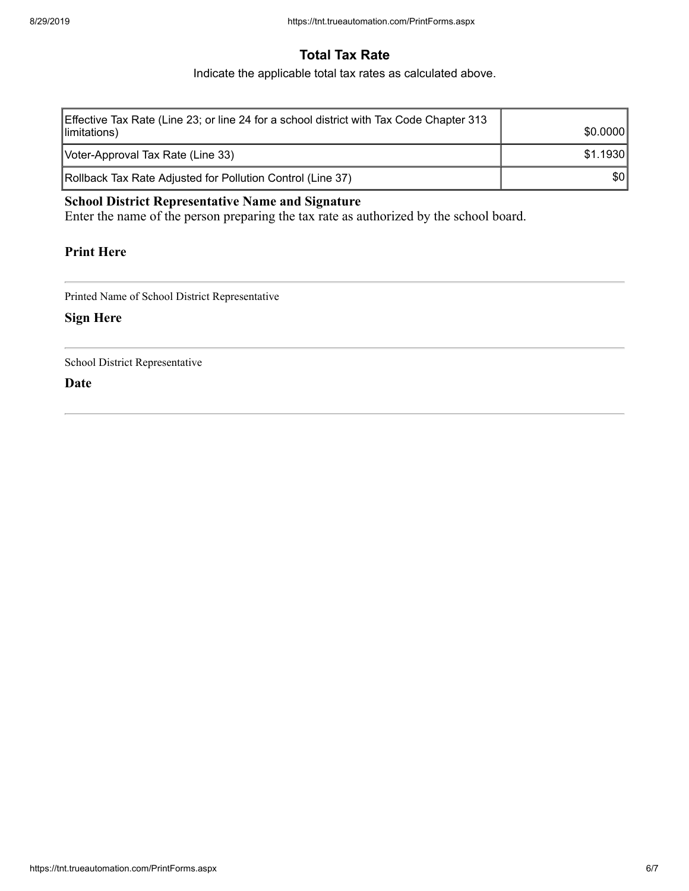## Total Tax Rate

Indicate the applicable total tax rates as calculated above.

| | |
|---|---|
| Effective Tax Rate (Line 23; or line 24 for a school district with Tax Code Chapter 313 limitations) | $0.0000 |
| Voter-Approval Tax Rate (Line 33) | $1.1930 |
| Rollback Tax Rate Adjusted for Pollution Control (Line 37) | $0 |

**School District Representative Name and Signature**

Enter the name of the person preparing the tax rate as authorized by the school board.

**Print Here**

---

Printed Name of School District Representative

**Sign Here**

---

School District Representative

**Date**

---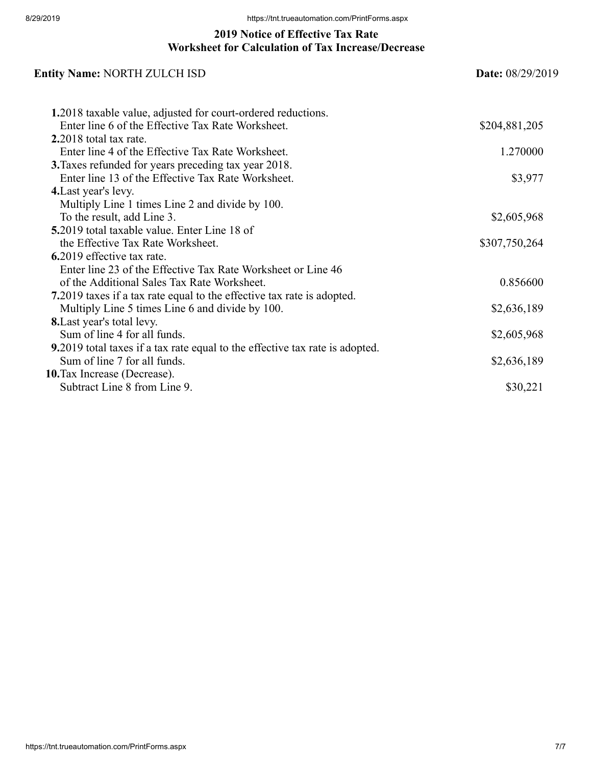## 2019 Notice of Effective Tax Rate
## Worksheet for Calculation of Tax Increase/Decrease

**Entity Name:** NORTH ZULCH ISD **Date:** 08/29/2019

| | |
|---|---|
| **1.** 2018 taxable value, adjusted for court-ordered reductions. Enter line 6 of the Effective Tax Rate Worksheet. | $204,881,205 |
| **2.** 2018 total tax rate. Enter line 4 of the Effective Tax Rate Worksheet. | 1.270000 |
| **3.** Taxes refunded for years preceding tax year 2018. Enter line 13 of the Effective Tax Rate Worksheet. | $3,977 |
| **4.** Last year's levy. Multiply Line 1 times Line 2 and divide by 100. To the result, add Line 3. | $2,605,968 |
| **5.** 2019 total taxable value. Enter Line 18 of the Effective Tax Rate Worksheet. | $307,750,264 |
| **6.** 2019 effective tax rate. Enter line 23 of the Effective Tax Rate Worksheet or Line 46 of the Additional Sales Tax Rate Worksheet. | 0.856600 |
| **7.** 2019 taxes if a tax rate equal to the effective tax rate is adopted. Multiply Line 5 times Line 6 and divide by 100. | $2,636,189 |
| **8.** Last year's total levy. Sum of line 4 for all funds. | $2,605,968 |
| **9.** 2019 total taxes if a tax rate equal to the effective tax rate is adopted. Sum of line 7 for all funds. | $2,636,189 |
| **10.** Tax Increase (Decrease). Subtract Line 8 from Line 9. | $30,221 |